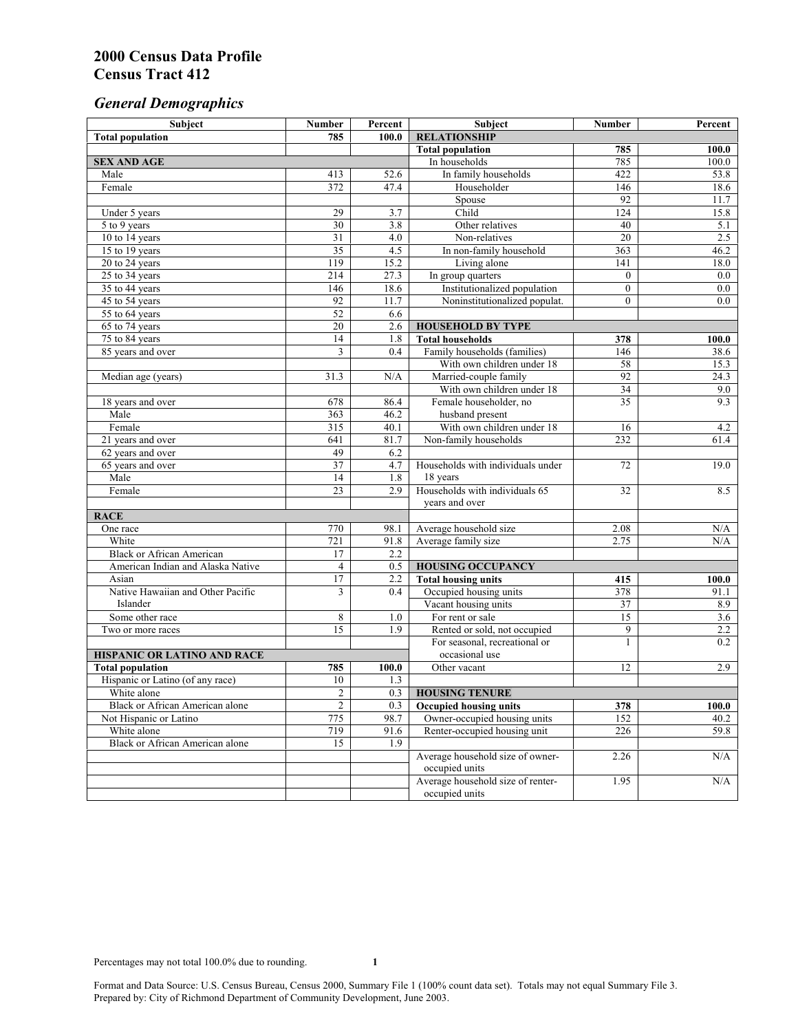# 2000 Census Data Profile
# Census Tract 412

## *General Demographics*

| Subject | Number | Percent | Subject | Number | Percent |
|---|---|---|---|---|---|
| **Total population** | **785** | **100.0** | **RELATIONSHIP** | | |
| | | | **Total population** | **785** | **100.0** |
| **SEX AND AGE** | | | In households | 785 | 100.0 |
| Male | 413 | 52.6 | In family households | 422 | 53.8 |
| Female | 372 | 47.4 | Householder | 146 | 18.6 |
| | | | Spouse | 92 | 11.7 |
| Under 5 years | 29 | 3.7 | Child | 124 | 15.8 |
| 5 to 9 years | 30 | 3.8 | Other relatives | 40 | 5.1 |
| 10 to 14 years | 31 | 4.0 | Non-relatives | 20 | 2.5 |
| 15 to 19 years | 35 | 4.5 | In non-family household | 363 | 46.2 |
| 20 to 24 years | 119 | 15.2 | Living alone | 141 | 18.0 |
| 25 to 34 years | 214 | 27.3 | In group quarters | 0 | 0.0 |
| 35 to 44 years | 146 | 18.6 | Institutionalized population | 0 | 0.0 |
| 45 to 54 years | 92 | 11.7 | Noninstitutionalized populat. | 0 | 0.0 |
| 55 to 64 years | 52 | 6.6 | | | |
| 65 to 74 years | 20 | 2.6 | **HOUSEHOLD BY TYPE** | | |
| 75 to 84 years | 14 | 1.8 | **Total households** | **378** | **100.0** |
| 85 years and over | 3 | 0.4 | Family households (families) | 146 | 38.6 |
| | | | With own children under 18 | 58 | 15.3 |
| Median age (years) | 31.3 | N/A | Married-couple family | 92 | 24.3 |
| | | | With own children under 18 | 34 | 9.0 |
| 18 years and over | 678 | 86.4 | Female householder, no husband present | 35 | 9.3 |
| Male | 363 | 46.2 | | | |
| Female | 315 | 40.1 | With own children under 18 | 16 | 4.2 |
| 21 years and over | 641 | 81.7 | Non-family households | 232 | 61.4 |
| 62 years and over | 49 | 6.2 | | | |
| 65 years and over | 37 | 4.7 | Households with individuals under 18 years | 72 | 19.0 |
| Male | 14 | 1.8 | | | |
| Female | 23 | 2.9 | Households with individuals 65 years and over | 32 | 8.5 |
| **RACE** | | | | | |
| One race | 770 | 98.1 | Average household size | 2.08 | N/A |
| White | 721 | 91.8 | Average family size | 2.75 | N/A |
| Black or African American | 17 | 2.2 | | | |
| American Indian and Alaska Native | 4 | 0.5 | **HOUSING OCCUPANCY** | | |
| Asian | 17 | 2.2 | **Total housing units** | **415** | **100.0** |
| Native Hawaiian and Other Pacific Islander | 3 | 0.4 | Occupied housing units | 378 | 91.1 |
| | | | Vacant housing units | 37 | 8.9 |
| Some other race | 8 | 1.0 | For rent or sale | 15 | 3.6 |
| Two or more races | 15 | 1.9 | Rented or sold, not occupied | 9 | 2.2 |
| | | | For seasonal, recreational or occasional use | 1 | 0.2 |
| **HISPANIC OR LATINO AND RACE** | | | | | |
| **Total population** | **785** | **100.0** | Other vacant | 12 | 2.9 |
| Hispanic or Latino (of any race) | 10 | 1.3 | | | |
| White alone | 2 | 0.3 | **HOUSING TENURE** | | |
| Black or African American alone | 2 | 0.3 | **Occupied housing units** | **378** | **100.0** |
| Not Hispanic or Latino | 775 | 98.7 | Owner-occupied housing units | 152 | 40.2 |
| White alone | 719 | 91.6 | Renter-occupied housing unit | 226 | 59.8 |
| Black or African American alone | 15 | 1.9 | | | |
| | | | Average household size of owner-occupied units | 2.26 | N/A |
| | | | Average household size of renter-occupied units | 1.95 | N/A |

Percentages may not total 100.0% due to rounding.

Format and Data Source: U.S. Census Bureau, Census 2000, Summary File 1 (100% count data set). Totals may not equal Summary File 3.
Prepared by: City of Richmond Department of Community Development, June 2003.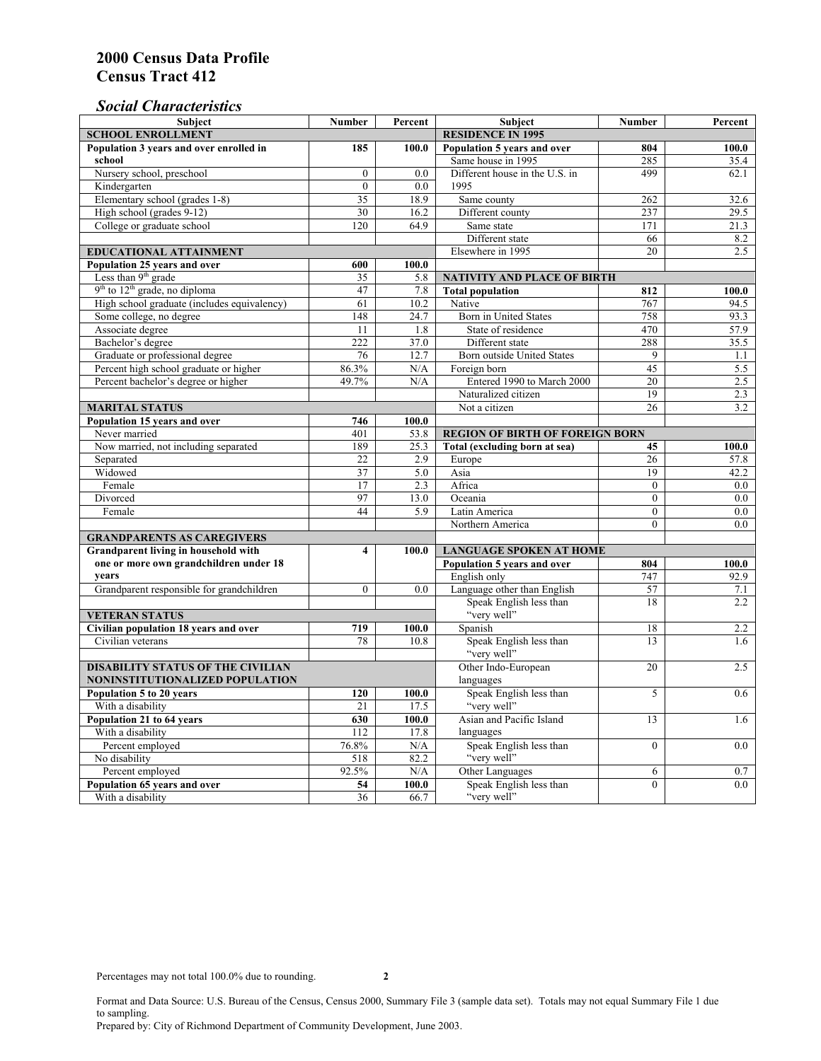# 2000 Census Data Profile
# Census Tract 412

## *Social Characteristics*

| Subject | Number | Percent |
|---|---|---|
| **SCHOOL ENROLLMENT** | | |
| **Population 3 years and over enrolled in school** | **185** | **100.0** |
| Nursery school, preschool | 0 | 0.0 |
| Kindergarten | 0 | 0.0 |
| Elementary school (grades 1-8) | 35 | 18.9 |
| High school (grades 9-12) | 30 | 16.2 |
| College or graduate school | 120 | 64.9 |
| **EDUCATIONAL ATTAINMENT** | | |
| **Population 25 years and over** | **600** | **100.0** |
| Less than 9th grade | 35 | 5.8 |
| 9th to 12th grade, no diploma | 47 | 7.8 |
| High school graduate (includes equivalency) | 61 | 10.2 |
| Some college, no degree | 148 | 24.7 |
| Associate degree | 11 | 1.8 |
| Bachelor's degree | 222 | 37.0 |
| Graduate or professional degree | 76 | 12.7 |
| Percent high school graduate or higher | 86.3% | N/A |
| Percent bachelor's degree or higher | 49.7% | N/A |
| **MARITAL STATUS** | | |
| **Population 15 years and over** | **746** | **100.0** |
| Never married | 401 | 53.8 |
| Now married, not including separated | 189 | 25.3 |
| Separated | 22 | 2.9 |
| Widowed | 37 | 5.0 |
| Female | 17 | 2.3 |
| Divorced | 97 | 13.0 |
| Female | 44 | 5.9 |
| **GRANDPARENTS AS CAREGIVERS** | | |
| **Grandparent living in household with one or more own grandchildren under 18 years** | **4** | **100.0** |
| Grandparent responsible for grandchildren | 0 | 0.0 |
| **VETERAN STATUS** | | |
| **Civilian population 18 years and over** | **719** | **100.0** |
| Civilian veterans | 78 | 10.8 |
| **DISABILITY STATUS OF THE CIVILIAN NONINSTITUTIONALIZED POPULATION** | | |
| **Population 5 to 20 years** | **120** | **100.0** |
| With a disability | 21 | 17.5 |
| **Population 21 to 64 years** | **630** | **100.0** |
| With a disability | 112 | 17.8 |
| Percent employed | 76.8% | N/A |
| No disability | 518 | 82.2 |
| Percent employed | 92.5% | N/A |
| **Population 65 years and over** | **54** | **100.0** |
| With a disability | 36 | 66.7 |

| Subject | Number | Percent |
|---|---|---|
| **RESIDENCE IN 1995** | | |
| **Population 5 years and over** | **804** | **100.0** |
| Same house in 1995 | 285 | 35.4 |
| Different house in the U.S. in 1995 | 499 | 62.1 |
| Same county | 262 | 32.6 |
| Different county | 237 | 29.5 |
| Same state | 171 | 21.3 |
| Different state | 66 | 8.2 |
| Elsewhere in 1995 | 20 | 2.5 |
| **NATIVITY AND PLACE OF BIRTH** | | |
| **Total population** | **812** | **100.0** |
| Native | 767 | 94.5 |
| Born in United States | 758 | 93.3 |
| State of residence | 470 | 57.9 |
| Different state | 288 | 35.5 |
| Born outside United States | 9 | 1.1 |
| Foreign born | 45 | 5.5 |
| Entered 1990 to March 2000 | 20 | 2.5 |
| Naturalized citizen | 19 | 2.3 |
| Not a citizen | 26 | 3.2 |
| **REGION OF BIRTH OF FOREIGN BORN** | | |
| **Total (excluding born at sea)** | **45** | **100.0** |
| Europe | 26 | 57.8 |
| Asia | 19 | 42.2 |
| Africa | 0 | 0.0 |
| Oceania | 0 | 0.0 |
| Latin America | 0 | 0.0 |
| Northern America | 0 | 0.0 |
| **LANGUAGE SPOKEN AT HOME** | | |
| **Population 5 years and over** | **804** | **100.0** |
| English only | 747 | 92.9 |
| Language other than English | 57 | 7.1 |
| Speak English less than "very well" | 18 | 2.2 |
| Spanish | 18 | 2.2 |
| Speak English less than "very well" | 13 | 1.6 |
| Other Indo-European languages | 20 | 2.5 |
| Speak English less than "very well" | 5 | 0.6 |
| Asian and Pacific Island languages | 13 | 1.6 |
| Speak English less than "very well" | 0 | 0.0 |
| Other Languages | 6 | 0.7 |
| Speak English less than "very well" | 0 | 0.0 |

Percentages may not total 100.0% due to rounding.

Format and Data Source: U.S. Bureau of the Census, Census 2000, Summary File 3 (sample data set). Totals may not equal Summary File 1 due to sampling.
Prepared by: City of Richmond Department of Community Development, June 2003.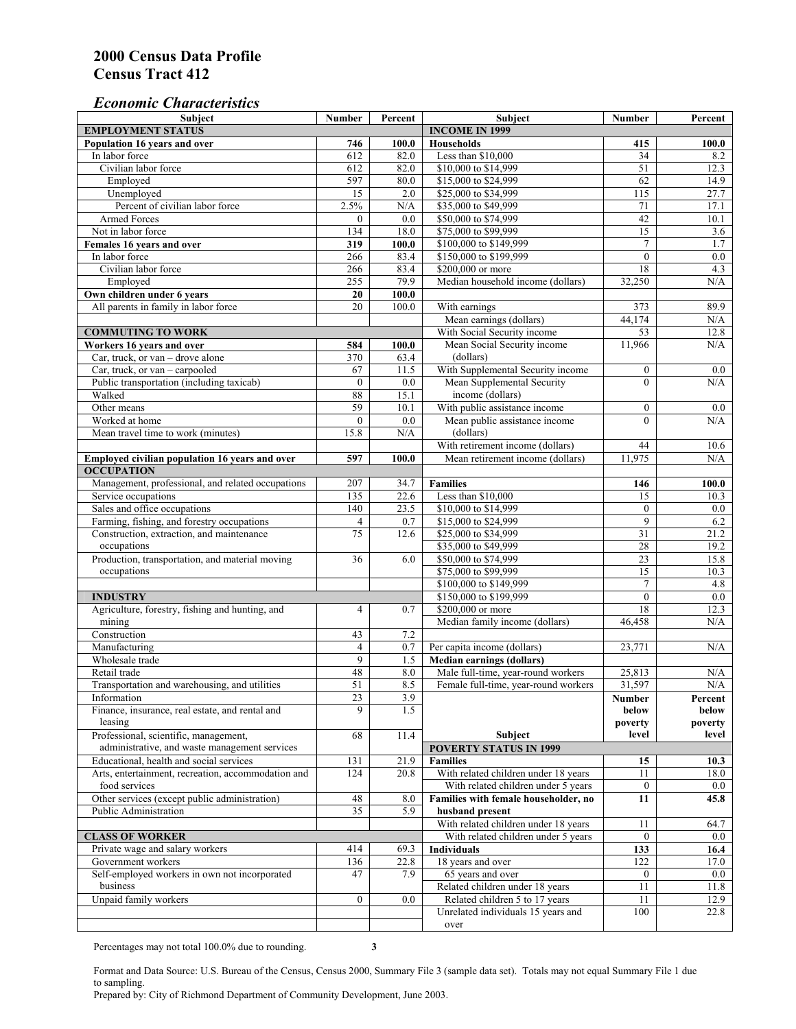# 2000 Census Data Profile
# Census Tract 412

## *Economic Characteristics*

| Subject | Number | Percent |
|---|---|---|
| **EMPLOYMENT STATUS** | | |
| **Population 16 years and over** | **746** | **100.0** |
| In labor force | 612 | 82.0 |
| Civilian labor force | 612 | 82.0 |
| Employed | 597 | 80.0 |
| Unemployed | 15 | 2.0 |
| Percent of civilian labor force | 2.5% | N/A |
| Armed Forces | 0 | 0.0 |
| Not in labor force | 134 | 18.0 |
| **Females 16 years and over** | **319** | **100.0** |
| In labor force | 266 | 83.4 |
| Civilian labor force | 266 | 83.4 |
| Employed | 255 | 79.9 |
| **Own children under 6 years** | **20** | **100.0** |
| All parents in family in labor force | 20 | 100.0 |
| **COMMUTING TO WORK** | | |
| **Workers 16 years and over** | **584** | **100.0** |
| Car, truck, or van – drove alone | 370 | 63.4 |
| Car, truck, or van – carpooled | 67 | 11.5 |
| Public transportation (including taxicab) | 0 | 0.0 |
| Walked | 88 | 15.1 |
| Other means | 59 | 10.1 |
| Worked at home | 0 | 0.0 |
| Mean travel time to work (minutes) | 15.8 | N/A |
| **Employed civilian population 16 years and over** | **597** | **100.0** |
| **OCCUPATION** | | |
| Management, professional, and related occupations | 207 | 34.7 |
| Service occupations | 135 | 22.6 |
| Sales and office occupations | 140 | 23.5 |
| Farming, fishing, and forestry occupations | 4 | 0.7 |
| Construction, extraction, and maintenance occupations | 75 | 12.6 |
| Production, transportation, and material moving occupations | 36 | 6.0 |
| **INDUSTRY** | | |
| Agriculture, forestry, fishing and hunting, and mining | 4 | 0.7 |
| Construction | 43 | 7.2 |
| Manufacturing | 4 | 0.7 |
| Wholesale trade | 9 | 1.5 |
| Retail trade | 48 | 8.0 |
| Transportation and warehousing, and utilities | 51 | 8.5 |
| Information | 23 | 3.9 |
| Finance, insurance, real estate, and rental and leasing | 9 | 1.5 |
| Professional, scientific, management, administrative, and waste management services | 68 | 11.4 |
| Educational, health and social services | 131 | 21.9 |
| Arts, entertainment, recreation, accommodation and food services | 124 | 20.8 |
| Other services (except public administration) | 48 | 8.0 |
| Public Administration | 35 | 5.9 |
| **CLASS OF WORKER** | | |
| Private wage and salary workers | 414 | 69.3 |
| Government workers | 136 | 22.8 |
| Self-employed workers in own not incorporated business | 47 | 7.9 |
| Unpaid family workers | 0 | 0.0 |

| Subject | Number | Percent |
|---|---|---|
| **INCOME IN 1999** | | |
| **Households** | **415** | **100.0** |
| Less than $10,000 | 34 | 8.2 |
| $10,000 to $14,999 | 51 | 12.3 |
| $15,000 to $24,999 | 62 | 14.9 |
| $25,000 to $34,999 | 115 | 27.7 |
| $35,000 to $49,999 | 71 | 17.1 |
| $50,000 to $74,999 | 42 | 10.1 |
| $75,000 to $99,999 | 15 | 3.6 |
| $100,000 to $149,999 | 7 | 1.7 |
| $150,000 to $199,999 | 0 | 0.0 |
| $200,000 or more | 18 | 4.3 |
| Median household income (dollars) | 32,250 | N/A |
| With earnings | 373 | 89.9 |
| Mean earnings (dollars) | 44,174 | N/A |
| With Social Security income | 53 | 12.8 |
| Mean Social Security income (dollars) | 11,966 | N/A |
| With Supplemental Security income | 0 | 0.0 |
| Mean Supplemental Security income (dollars) | 0 | N/A |
| With public assistance income | 0 | 0.0 |
| Mean public assistance income (dollars) | 0 | N/A |
| With retirement income (dollars) | 44 | 10.6 |
| Mean retirement income (dollars) | 11,975 | N/A |
| **Families** | **146** | **100.0** |
| Less than $10,000 | 15 | 10.3 |
| $10,000 to $14,999 | 0 | 0.0 |
| $15,000 to $24,999 | 9 | 6.2 |
| $25,000 to $34,999 | 31 | 21.2 |
| $35,000 to $49,999 | 28 | 19.2 |
| $50,000 to $74,999 | 23 | 15.8 |
| $75,000 to $99,999 | 15 | 10.3 |
| $100,000 to $149,999 | 7 | 4.8 |
| $150,000 to $199,999 | 0 | 0.0 |
| $200,000 or more | 18 | 12.3 |
| Median family income (dollars) | 46,458 | N/A |
| Per capita income (dollars) | 23,771 | N/A |
| **Median earnings (dollars)** | | |
| Male full-time, year-round workers | 25,813 | N/A |
| Female full-time, year-round workers | 31,597 | N/A |

| Subject | Number below poverty level | Percent below poverty level |
|---|---|---|
| **POVERTY STATUS IN 1999** | | |
| **Families** | **15** | **10.3** |
| With related children under 18 years | 11 | 18.0 |
| With related children under 5 years | 0 | 0.0 |
| **Families with female householder, no husband present** | **11** | **45.8** |
| With related children under 18 years | 11 | 64.7 |
| With related children under 5 years | 0 | 0.0 |
| **Individuals** | **133** | **16.4** |
| 18 years and over | 122 | 17.0 |
| 65 years and over | 0 | 0.0 |
| Related children under 18 years | 11 | 11.8 |
| Related children 5 to 17 years | 11 | 12.9 |
| Unrelated individuals 15 years and over | 100 | 22.8 |

Percentages may not total 100.0% due to rounding.

Format and Data Source: U.S. Bureau of the Census, Census 2000, Summary File 3 (sample data set). Totals may not equal Summary File 1 due to sampling.
Prepared by: City of Richmond Department of Community Development, June 2003.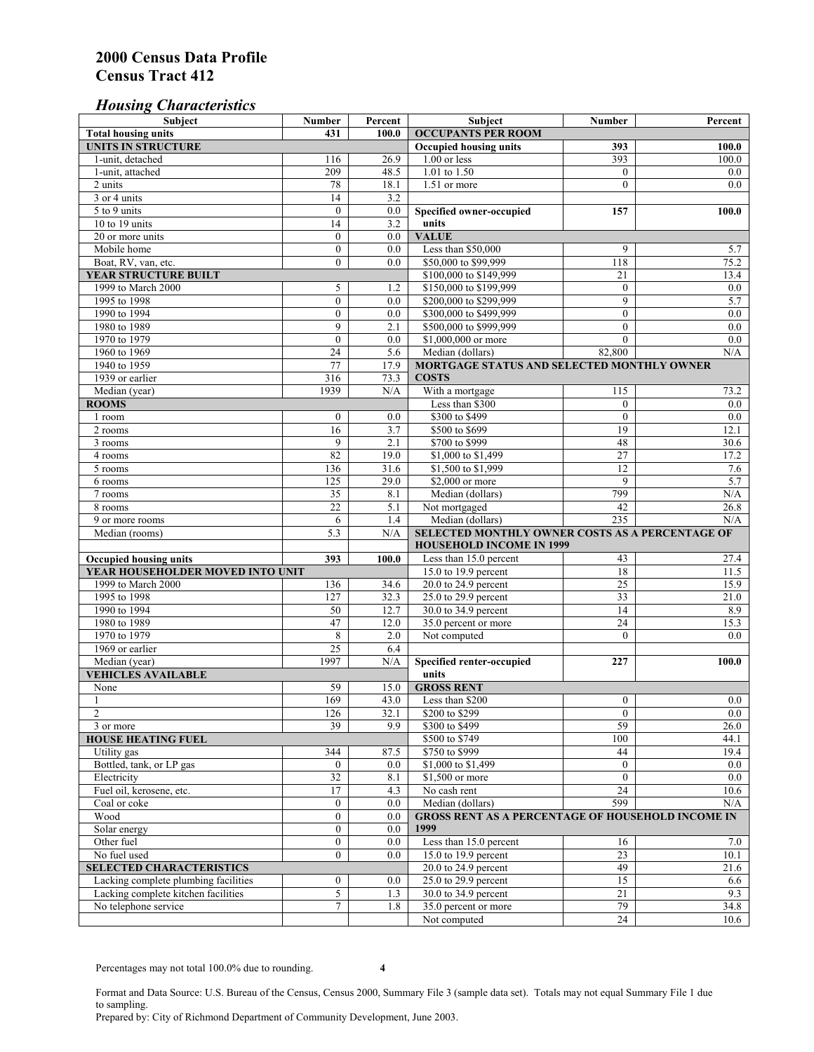# 2000 Census Data Profile
# Census Tract 412

## *Housing Characteristics*

| Subject | Number | Percent | Subject | Number | Percent |
|---|---|---|---|---|---|
| **Total housing units** | **431** | **100.0** | **OCCUPANTS PER ROOM** | | |
| **UNITS IN STRUCTURE** | | | **Occupied housing units** | **393** | **100.0** |
| 1-unit, detached | 116 | 26.9 | 1.00 or less | 393 | 100.0 |
| 1-unit, attached | 209 | 48.5 | 1.01 to 1.50 | 0 | 0.0 |
| 2 units | 78 | 18.1 | 1.51 or more | 0 | 0.0 |
| 3 or 4 units | 14 | 3.2 | | | |
| 5 to 9 units | 0 | 0.0 | **Specified owner-occupied units** | **157** | **100.0** |
| 10 to 19 units | 14 | 3.2 | | | |
| 20 or more units | 0 | 0.0 | **VALUE** | | |
| Mobile home | 0 | 0.0 | Less than $50,000 | 9 | 5.7 |
| Boat, RV, van, etc. | 0 | 0.0 | $50,000 to $99,999 | 118 | 75.2 |
| **YEAR STRUCTURE BUILT** | | | $100,000 to $149,999 | 21 | 13.4 |
| 1999 to March 2000 | 5 | 1.2 | $150,000 to $199,999 | 0 | 0.0 |
| 1995 to 1998 | 0 | 0.0 | $200,000 to $299,999 | 9 | 5.7 |
| 1990 to 1994 | 0 | 0.0 | $300,000 to $499,999 | 0 | 0.0 |
| 1980 to 1989 | 9 | 2.1 | $500,000 to $999,999 | 0 | 0.0 |
| 1970 to 1979 | 0 | 0.0 | $1,000,000 or more | 0 | 0.0 |
| 1960 to 1969 | 24 | 5.6 | Median (dollars) | 82,800 | N/A |
| 1940 to 1959 | 77 | 17.9 | **MORTGAGE STATUS AND SELECTED MONTHLY OWNER COSTS** | | |
| 1939 or earlier | 316 | 73.3 | | | |
| Median (year) | 1939 | N/A | With a mortgage | 115 | 73.2 |
| **ROOMS** | | | Less than $300 | 0 | 0.0 |
| 1 room | 0 | 0.0 | $300 to $499 | 0 | 0.0 |
| 2 rooms | 16 | 3.7 | $500 to $699 | 19 | 12.1 |
| 3 rooms | 9 | 2.1 | $700 to $999 | 48 | 30.6 |
| 4 rooms | 82 | 19.0 | $1,000 to $1,499 | 27 | 17.2 |
| 5 rooms | 136 | 31.6 | $1,500 to $1,999 | 12 | 7.6 |
| 6 rooms | 125 | 29.0 | $2,000 or more | 9 | 5.7 |
| 7 rooms | 35 | 8.1 | Median (dollars) | 799 | N/A |
| 8 rooms | 22 | 5.1 | Not mortgaged | 42 | 26.8 |
| 9 or more rooms | 6 | 1.4 | Median (dollars) | 235 | N/A |
| Median (rooms) | 5.3 | N/A | **SELECTED MONTHLY OWNER COSTS AS A PERCENTAGE OF HOUSEHOLD INCOME IN 1999** | | |
| | | | | | |
| **Occupied housing units** | **393** | **100.0** | Less than 15.0 percent | 43 | 27.4 |
| **YEAR HOUSEHOLDER MOVED INTO UNIT** | | | 15.0 to 19.9 percent | 18 | 11.5 |
| 1999 to March 2000 | 136 | 34.6 | 20.0 to 24.9 percent | 25 | 15.9 |
| 1995 to 1998 | 127 | 32.3 | 25.0 to 29.9 percent | 33 | 21.0 |
| 1990 to 1994 | 50 | 12.7 | 30.0 to 34.9 percent | 14 | 8.9 |
| 1980 to 1989 | 47 | 12.0 | 35.0 percent or more | 24 | 15.3 |
| 1970 to 1979 | 8 | 2.0 | Not computed | 0 | 0.0 |
| 1969 or earlier | 25 | 6.4 | | | |
| Median (year) | 1997 | N/A | **Specified renter-occupied units** | **227** | **100.0** |
| **VEHICLES AVAILABLE** | | | | | |
| None | 59 | 15.0 | **GROSS RENT** | | |
| 1 | 169 | 43.0 | Less than $200 | 0 | 0.0 |
| 2 | 126 | 32.1 | $200 to $299 | 0 | 0.0 |
| 3 or more | 39 | 9.9 | $300 to $499 | 59 | 26.0 |
| **HOUSE HEATING FUEL** | | | $500 to $749 | 100 | 44.1 |
| Utility gas | 344 | 87.5 | $750 to $999 | 44 | 19.4 |
| Bottled, tank, or LP gas | 0 | 0.0 | $1,000 to $1,499 | 0 | 0.0 |
| Electricity | 32 | 8.1 | $1,500 or more | 0 | 0.0 |
| Fuel oil, kerosene, etc. | 17 | 4.3 | No cash rent | 24 | 10.6 |
| Coal or coke | 0 | 0.0 | Median (dollars) | 599 | N/A |
| Wood | 0 | 0.0 | **GROSS RENT AS A PERCENTAGE OF HOUSEHOLD INCOME IN 1999** | | |
| Solar energy | 0 | 0.0 | | | |
| Other fuel | 0 | 0.0 | Less than 15.0 percent | 16 | 7.0 |
| No fuel used | 0 | 0.0 | 15.0 to 19.9 percent | 23 | 10.1 |
| **SELECTED CHARACTERISTICS** | | | 20.0 to 24.9 percent | 49 | 21.6 |
| Lacking complete plumbing facilities | 0 | 0.0 | 25.0 to 29.9 percent | 15 | 6.6 |
| Lacking complete kitchen facilities | 5 | 1.3 | 30.0 to 34.9 percent | 21 | 9.3 |
| No telephone service | 7 | 1.8 | 35.0 percent or more | 79 | 34.8 |
| | | | Not computed | 24 | 10.6 |

Percentages may not total 100.0% due to rounding.

Format and Data Source: U.S. Bureau of the Census, Census 2000, Summary File 3 (sample data set). Totals may not equal Summary File 1 due to sampling.
Prepared by: City of Richmond Department of Community Development, June 2003.